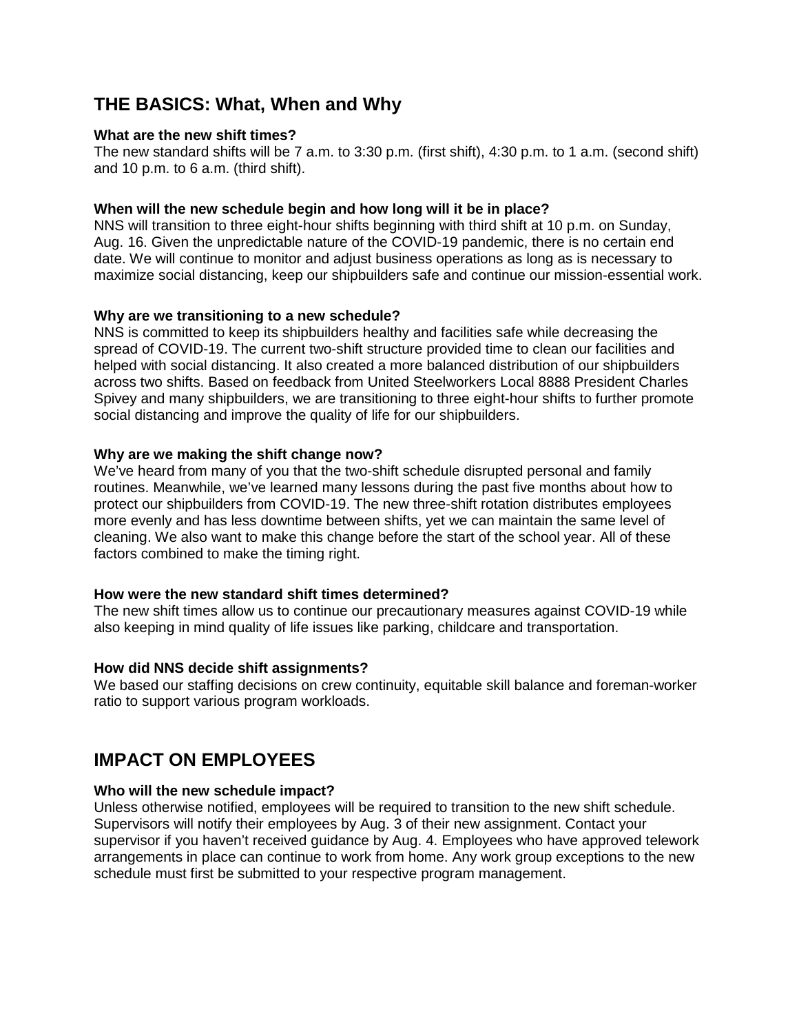## THE BASICS: What, When and Why

**What are the new shift times?**

The new standard shifts will be 7 a.m. to 3:30 p.m. (first shift), 4:30 p.m. to 1 a.m. (second shift) and 10 p.m. to 6 a.m. (third shift).

**When will the new schedule begin and how long will it be in place?**

NNS will transition to three eight-hour shifts beginning with third shift at 10 p.m. on Sunday, Aug. 16. Given the unpredictable nature of the COVID-19 pandemic, there is no certain end date. We will continue to monitor and adjust business operations as long as is necessary to maximize social distancing, keep our shipbuilders safe and continue our mission-essential work.

**Why are we transitioning to a new schedule?**

NNS is committed to keep its shipbuilders healthy and facilities safe while decreasing the spread of COVID-19. The current two-shift structure provided time to clean our facilities and helped with social distancing. It also created a more balanced distribution of our shipbuilders across two shifts. Based on feedback from United Steelworkers Local 8888 President Charles Spivey and many shipbuilders, we are transitioning to three eight-hour shifts to further promote social distancing and improve the quality of life for our shipbuilders.

**Why are we making the shift change now?**

We've heard from many of you that the two-shift schedule disrupted personal and family routines. Meanwhile, we've learned many lessons during the past five months about how to protect our shipbuilders from COVID-19. The new three-shift rotation distributes employees more evenly and has less downtime between shifts, yet we can maintain the same level of cleaning. We also want to make this change before the start of the school year. All of these factors combined to make the timing right.

**How were the new standard shift times determined?**

The new shift times allow us to continue our precautionary measures against COVID-19 while also keeping in mind quality of life issues like parking, childcare and transportation.

**How did NNS decide shift assignments?**

We based our staffing decisions on crew continuity, equitable skill balance and foreman-worker ratio to support various program workloads.

## IMPACT ON EMPLOYEES

**Who will the new schedule impact?**

Unless otherwise notified, employees will be required to transition to the new shift schedule. Supervisors will notify their employees by Aug. 3 of their new assignment. Contact your supervisor if you haven't received guidance by Aug. 4. Employees who have approved telework arrangements in place can continue to work from home. Any work group exceptions to the new schedule must first be submitted to your respective program management.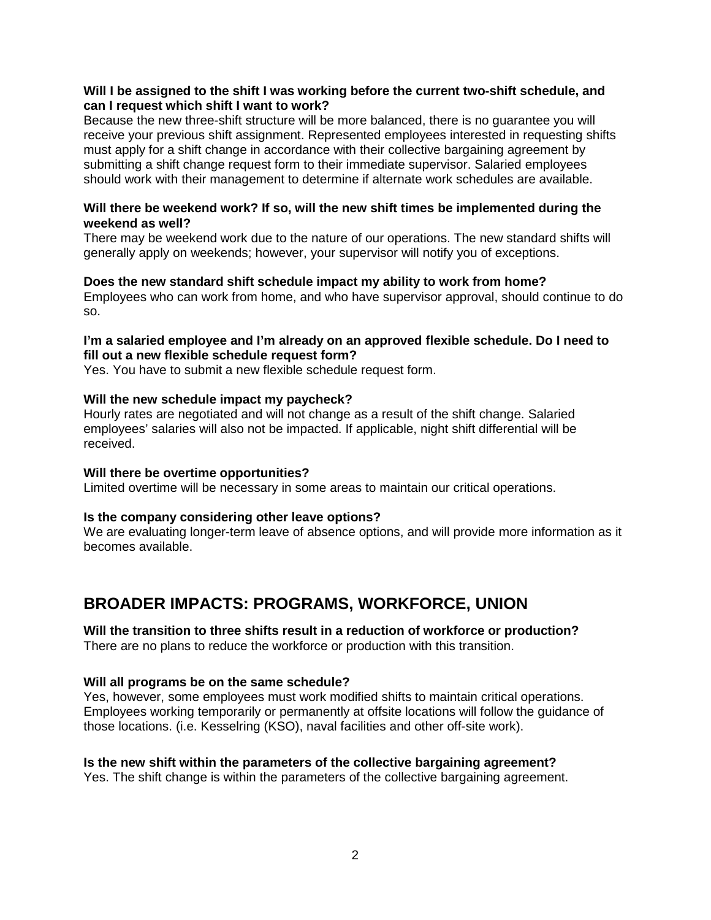**Will I be assigned to the shift I was working before the current two-shift schedule, and can I request which shift I want to work?**
Because the new three-shift structure will be more balanced, there is no guarantee you will receive your previous shift assignment. Represented employees interested in requesting shifts must apply for a shift change in accordance with their collective bargaining agreement by submitting a shift change request form to their immediate supervisor. Salaried employees should work with their management to determine if alternate work schedules are available.

**Will there be weekend work? If so, will the new shift times be implemented during the weekend as well?**
There may be weekend work due to the nature of our operations. The new standard shifts will generally apply on weekends; however, your supervisor will notify you of exceptions.

**Does the new standard shift schedule impact my ability to work from home?**
Employees who can work from home, and who have supervisor approval, should continue to do so.

**I'm a salaried employee and I'm already on an approved flexible schedule. Do I need to fill out a new flexible schedule request form?**
Yes. You have to submit a new flexible schedule request form.

**Will the new schedule impact my paycheck?**
Hourly rates are negotiated and will not change as a result of the shift change. Salaried employees' salaries will also not be impacted. If applicable, night shift differential will be received.

**Will there be overtime opportunities?**
Limited overtime will be necessary in some areas to maintain our critical operations.

**Is the company considering other leave options?**
We are evaluating longer-term leave of absence options, and will provide more information as it becomes available.

## BROADER IMPACTS: PROGRAMS, WORKFORCE, UNION

**Will the transition to three shifts result in a reduction of workforce or production?**
There are no plans to reduce the workforce or production with this transition.

**Will all programs be on the same schedule?**
Yes, however, some employees must work modified shifts to maintain critical operations. Employees working temporarily or permanently at offsite locations will follow the guidance of those locations. (i.e. Kesselring (KSO), naval facilities and other off-site work).

**Is the new shift within the parameters of the collective bargaining agreement?**
Yes. The shift change is within the parameters of the collective bargaining agreement.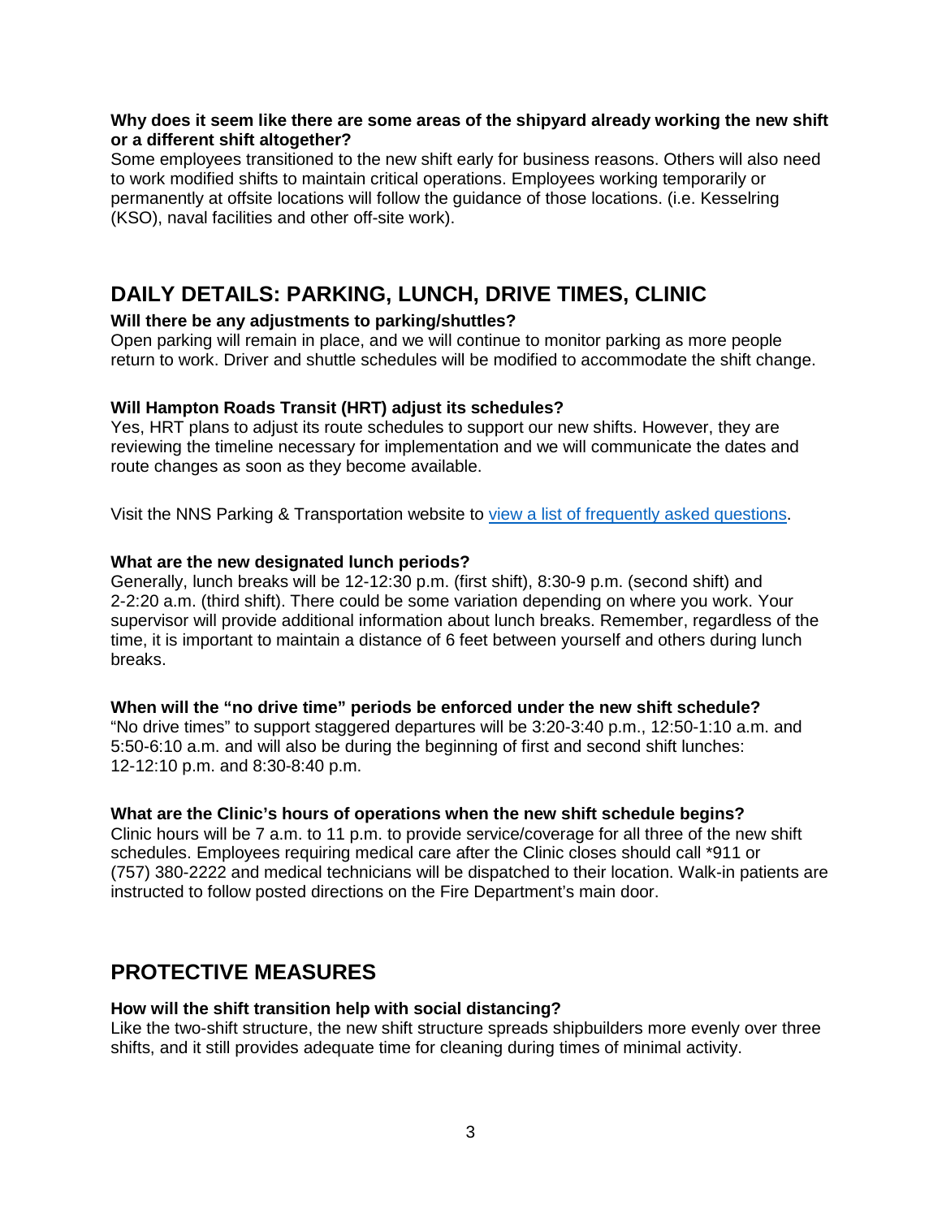**Why does it seem like there are some areas of the shipyard already working the new shift or a different shift altogether?**

Some employees transitioned to the new shift early for business reasons. Others will also need to work modified shifts to maintain critical operations. Employees working temporarily or permanently at offsite locations will follow the guidance of those locations. (i.e. Kesselring (KSO), naval facilities and other off-site work).

## DAILY DETAILS: PARKING, LUNCH, DRIVE TIMES, CLINIC

**Will there be any adjustments to parking/shuttles?**

Open parking will remain in place, and we will continue to monitor parking as more people return to work. Driver and shuttle schedules will be modified to accommodate the shift change.

**Will Hampton Roads Transit (HRT) adjust its schedules?**

Yes, HRT plans to adjust its route schedules to support our new shifts. However, they are reviewing the timeline necessary for implementation and we will communicate the dates and route changes as soon as they become available.

Visit the NNS Parking & Transportation website to [view a list of frequently asked questions](#).

**What are the new designated lunch periods?**

Generally, lunch breaks will be 12-12:30 p.m. (first shift), 8:30-9 p.m. (second shift) and 2-2:20 a.m. (third shift). There could be some variation depending on where you work. Your supervisor will provide additional information about lunch breaks. Remember, regardless of the time, it is important to maintain a distance of 6 feet between yourself and others during lunch breaks.

**When will the "no drive time" periods be enforced under the new shift schedule?**

"No drive times" to support staggered departures will be 3:20-3:40 p.m., 12:50-1:10 a.m. and 5:50-6:10 a.m. and will also be during the beginning of first and second shift lunches: 12-12:10 p.m. and 8:30-8:40 p.m.

**What are the Clinic's hours of operations when the new shift schedule begins?**

Clinic hours will be 7 a.m. to 11 p.m. to provide service/coverage for all three of the new shift schedules. Employees requiring medical care after the Clinic closes should call *911 or (757) 380-2222 and medical technicians will be dispatched to their location. Walk-in patients are instructed to follow posted directions on the Fire Department's main door.

## PROTECTIVE MEASURES

**How will the shift transition help with social distancing?**

Like the two-shift structure, the new shift structure spreads shipbuilders more evenly over three shifts, and it still provides adequate time for cleaning during times of minimal activity.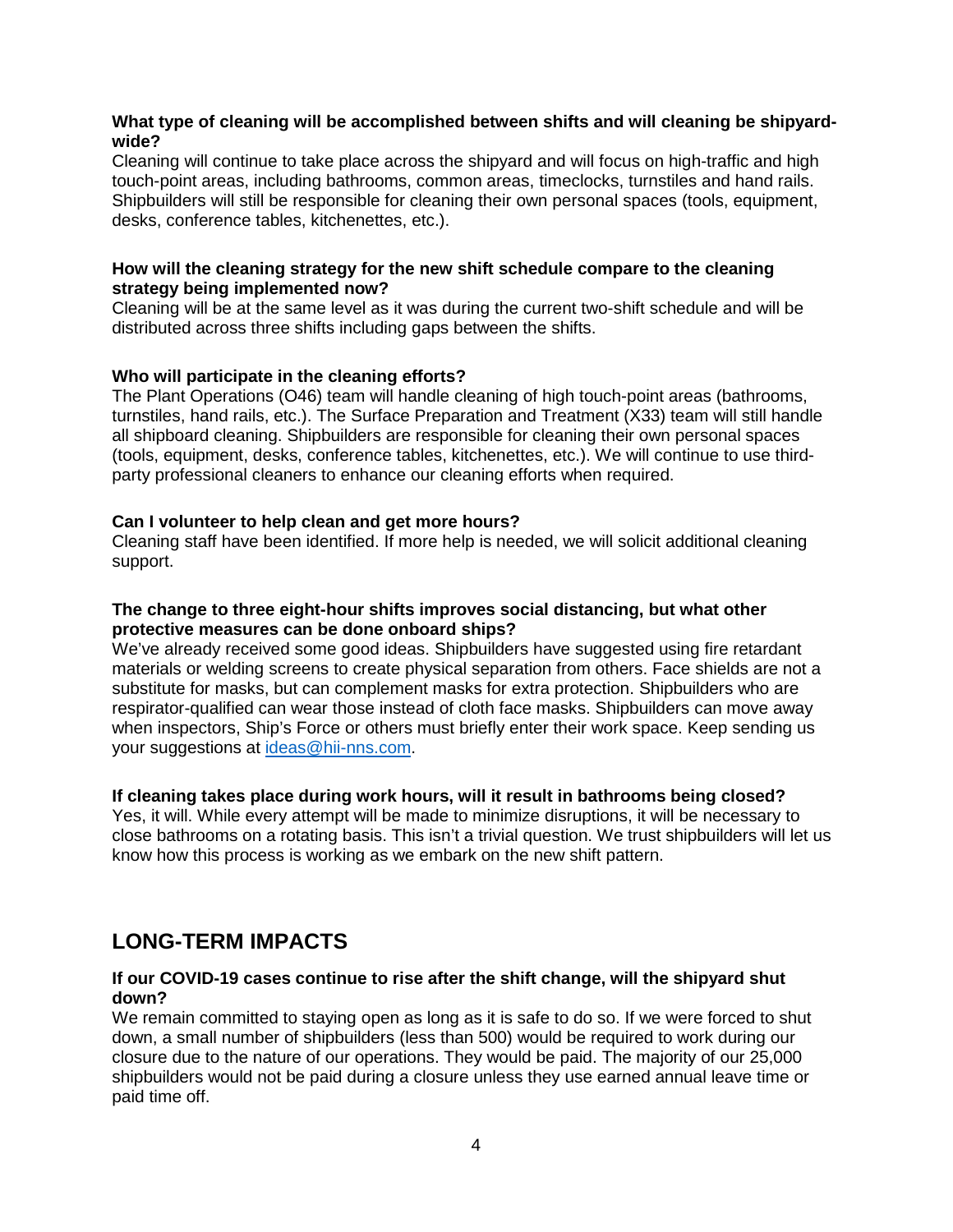**What type of cleaning will be accomplished between shifts and will cleaning be shipyard-wide?**

Cleaning will continue to take place across the shipyard and will focus on high-traffic and high touch-point areas, including bathrooms, common areas, timeclocks, turnstiles and hand rails. Shipbuilders will still be responsible for cleaning their own personal spaces (tools, equipment, desks, conference tables, kitchenettes, etc.).

**How will the cleaning strategy for the new shift schedule compare to the cleaning strategy being implemented now?**

Cleaning will be at the same level as it was during the current two-shift schedule and will be distributed across three shifts including gaps between the shifts.

**Who will participate in the cleaning efforts?**

The Plant Operations (O46) team will handle cleaning of high touch-point areas (bathrooms, turnstiles, hand rails, etc.). The Surface Preparation and Treatment (X33) team will still handle all shipboard cleaning. Shipbuilders are responsible for cleaning their own personal spaces (tools, equipment, desks, conference tables, kitchenettes, etc.). We will continue to use third-party professional cleaners to enhance our cleaning efforts when required.

**Can I volunteer to help clean and get more hours?**

Cleaning staff have been identified. If more help is needed, we will solicit additional cleaning support.

**The change to three eight-hour shifts improves social distancing, but what other protective measures can be done onboard ships?**

We've already received some good ideas. Shipbuilders have suggested using fire retardant materials or welding screens to create physical separation from others. Face shields are not a substitute for masks, but can complement masks for extra protection. Shipbuilders who are respirator-qualified can wear those instead of cloth face masks. Shipbuilders can move away when inspectors, Ship's Force or others must briefly enter their work space. Keep sending us your suggestions at ideas@hii-nns.com.

**If cleaning takes place during work hours, will it result in bathrooms being closed?**

Yes, it will. While every attempt will be made to minimize disruptions, it will be necessary to close bathrooms on a rotating basis. This isn't a trivial question. We trust shipbuilders will let us know how this process is working as we embark on the new shift pattern.

## LONG-TERM IMPACTS

**If our COVID-19 cases continue to rise after the shift change, will the shipyard shut down?**

We remain committed to staying open as long as it is safe to do so. If we were forced to shut down, a small number of shipbuilders (less than 500) would be required to work during our closure due to the nature of our operations. They would be paid. The majority of our 25,000 shipbuilders would not be paid during a closure unless they use earned annual leave time or paid time off.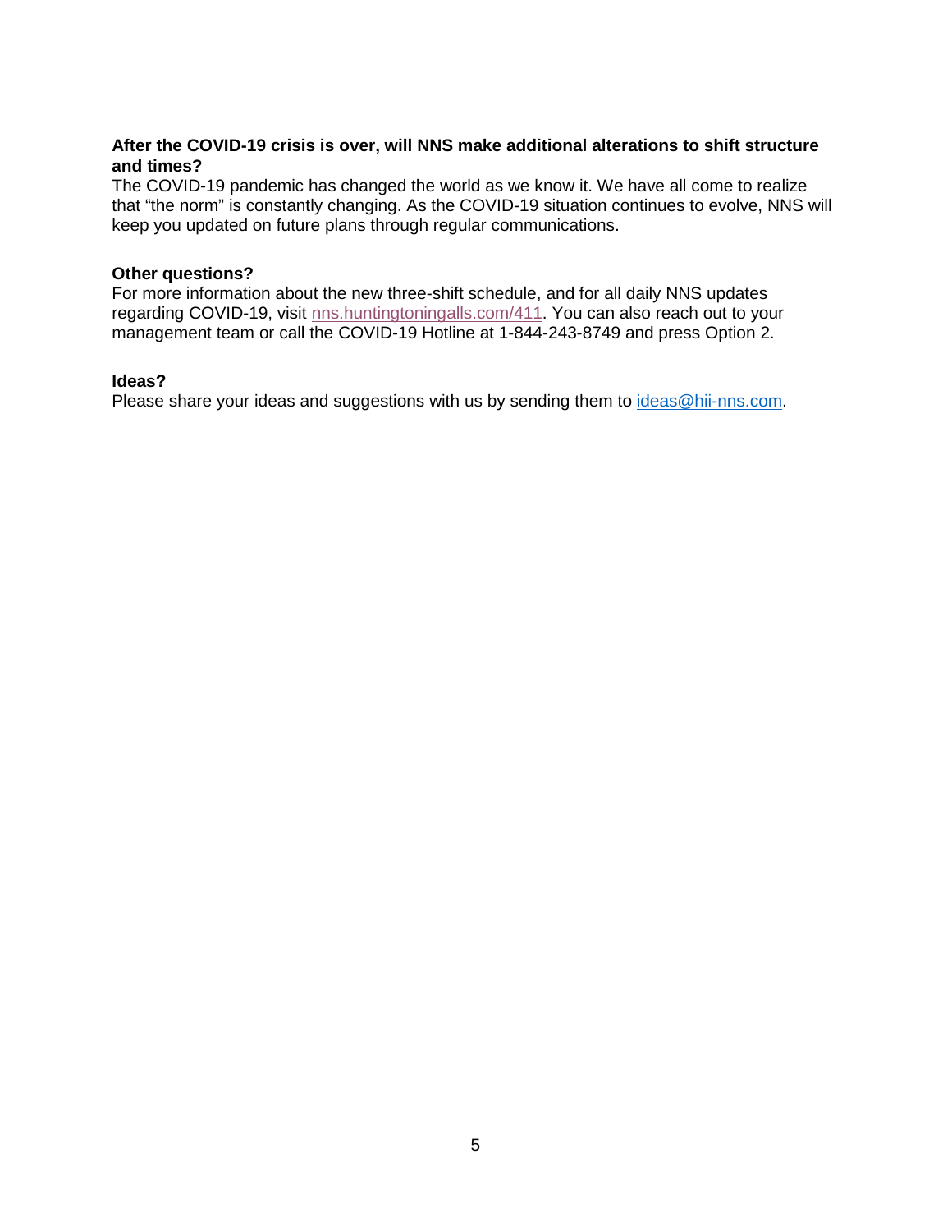**After the COVID-19 crisis is over, will NNS make additional alterations to shift structure and times?**

The COVID-19 pandemic has changed the world as we know it. We have all come to realize that “the norm” is constantly changing. As the COVID-19 situation continues to evolve, NNS will keep you updated on future plans through regular communications.

**Other questions?**

For more information about the new three-shift schedule, and for all daily NNS updates regarding COVID-19, visit nns.huntingtoningalls.com/411. You can also reach out to your management team or call the COVID-19 Hotline at 1-844-243-8749 and press Option 2.

**Ideas?**

Please share your ideas and suggestions with us by sending them to ideas@hii-nns.com.